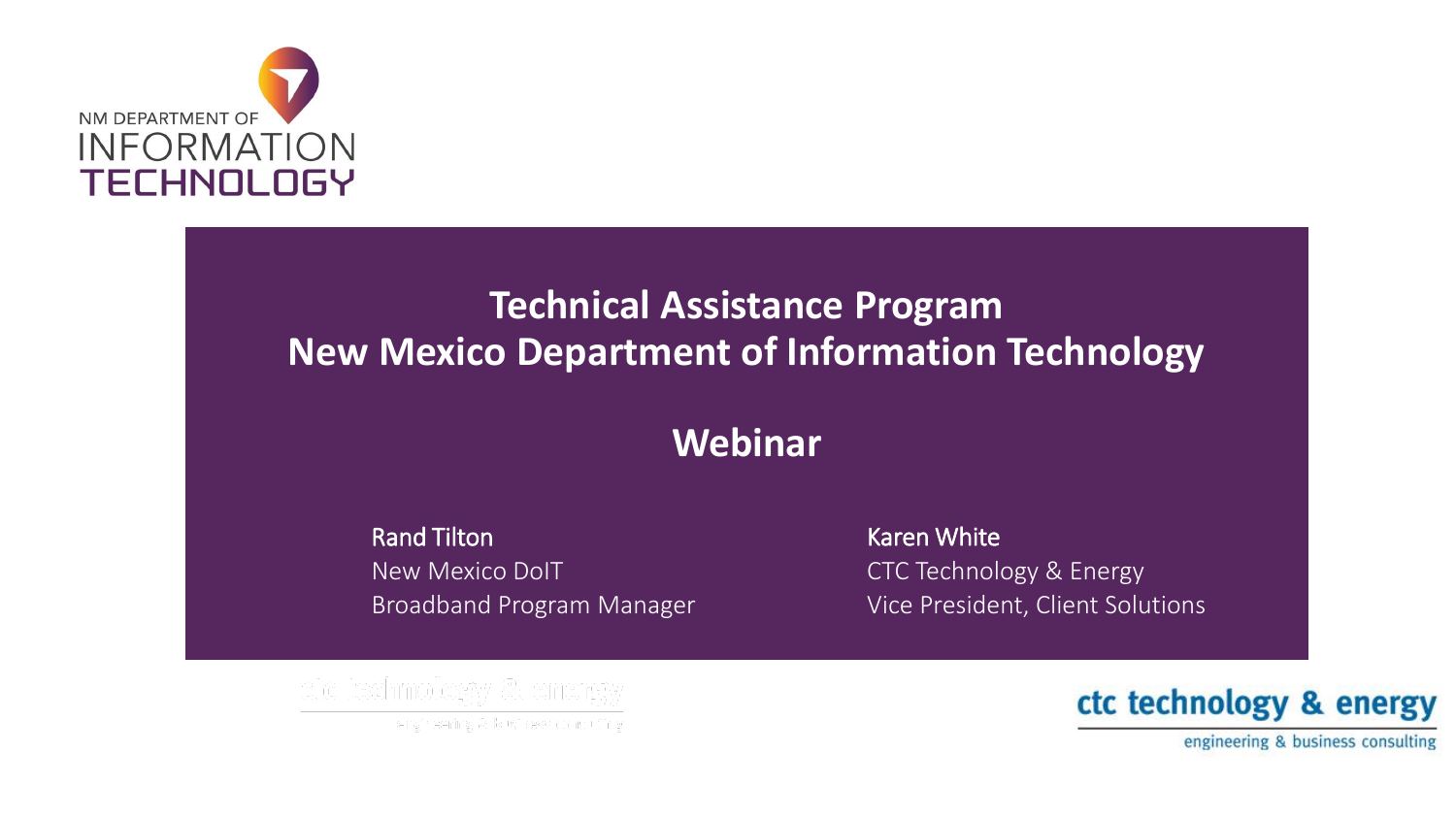NM DEPARTMENT OF INFORMATION TECHNOLOGY

# Technical Assistance Program
# New Mexico Department of Information Technology

## Webinar

**Rand Tilton**
New Mexico DoIT
Broadband Program Manager

**Karen White**
CTC Technology & Energy
Vice President, Client Solutions

ctc technology & energy
engineering & business consulting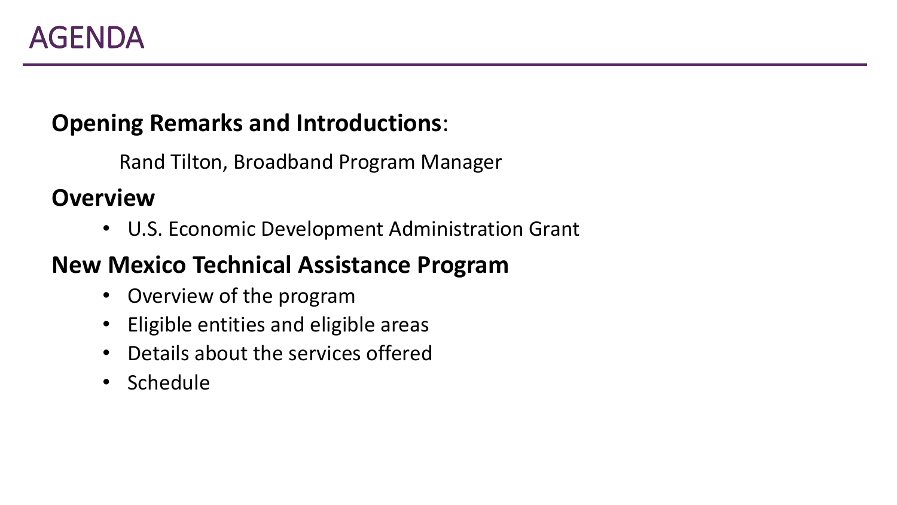# AGENDA

**Opening Remarks and Introductions**:

Rand Tilton, Broadband Program Manager

**Overview**

- U.S. Economic Development Administration Grant

**New Mexico Technical Assistance Program**

- Overview of the program
- Eligible entities and eligible areas
- Details about the services offered
- Schedule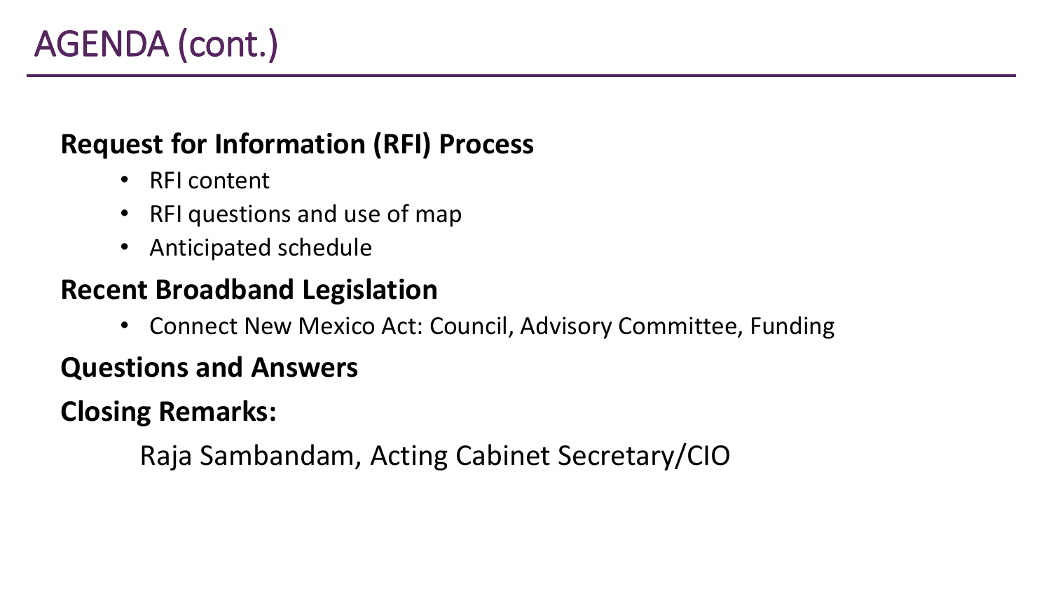# AGENDA (cont.)

**Request for Information (RFI) Process**

- RFI content
- RFI questions and use of map
- Anticipated schedule

**Recent Broadband Legislation**

- Connect New Mexico Act: Council, Advisory Committee, Funding

**Questions and Answers**

**Closing Remarks:**

Raja Sambandam, Acting Cabinet Secretary/CIO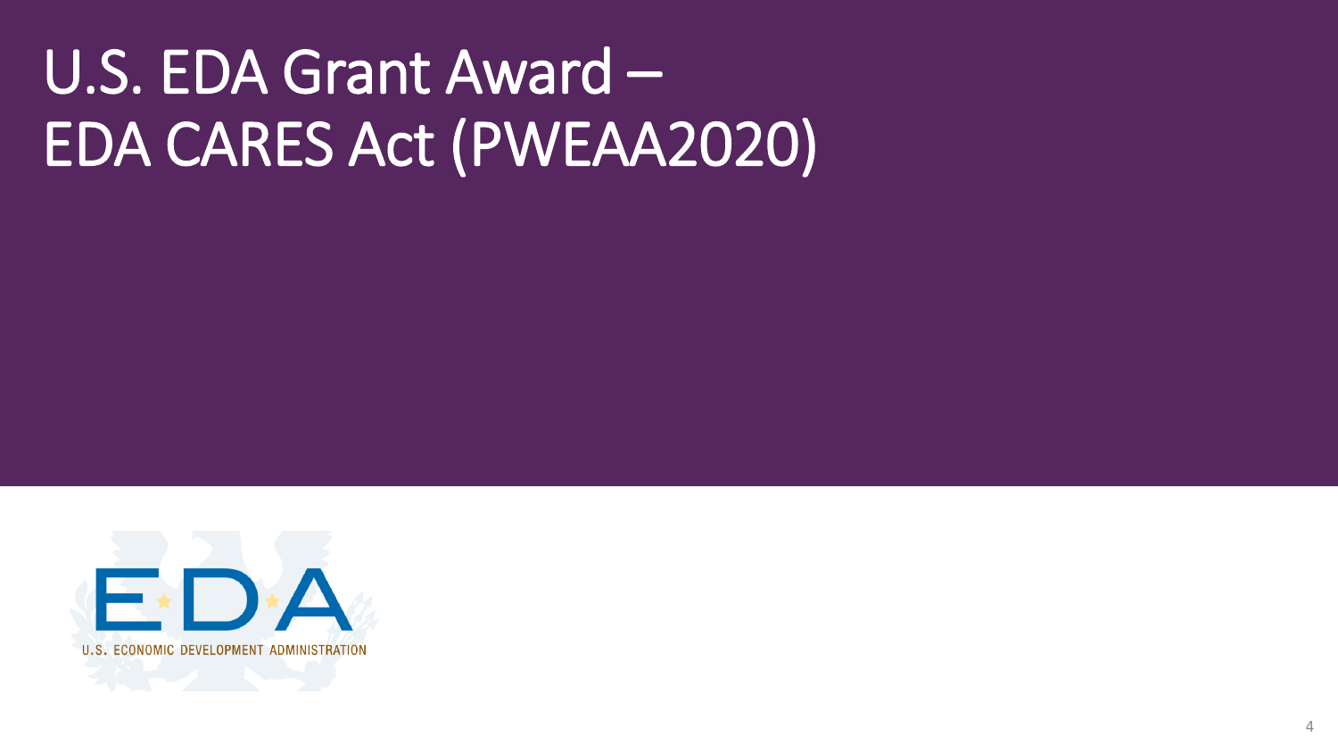# U.S. EDA Grant Award – EDA CARES Act (PWEAA2020)

EDA

U.S. ECONOMIC DEVELOPMENT ADMINISTRATION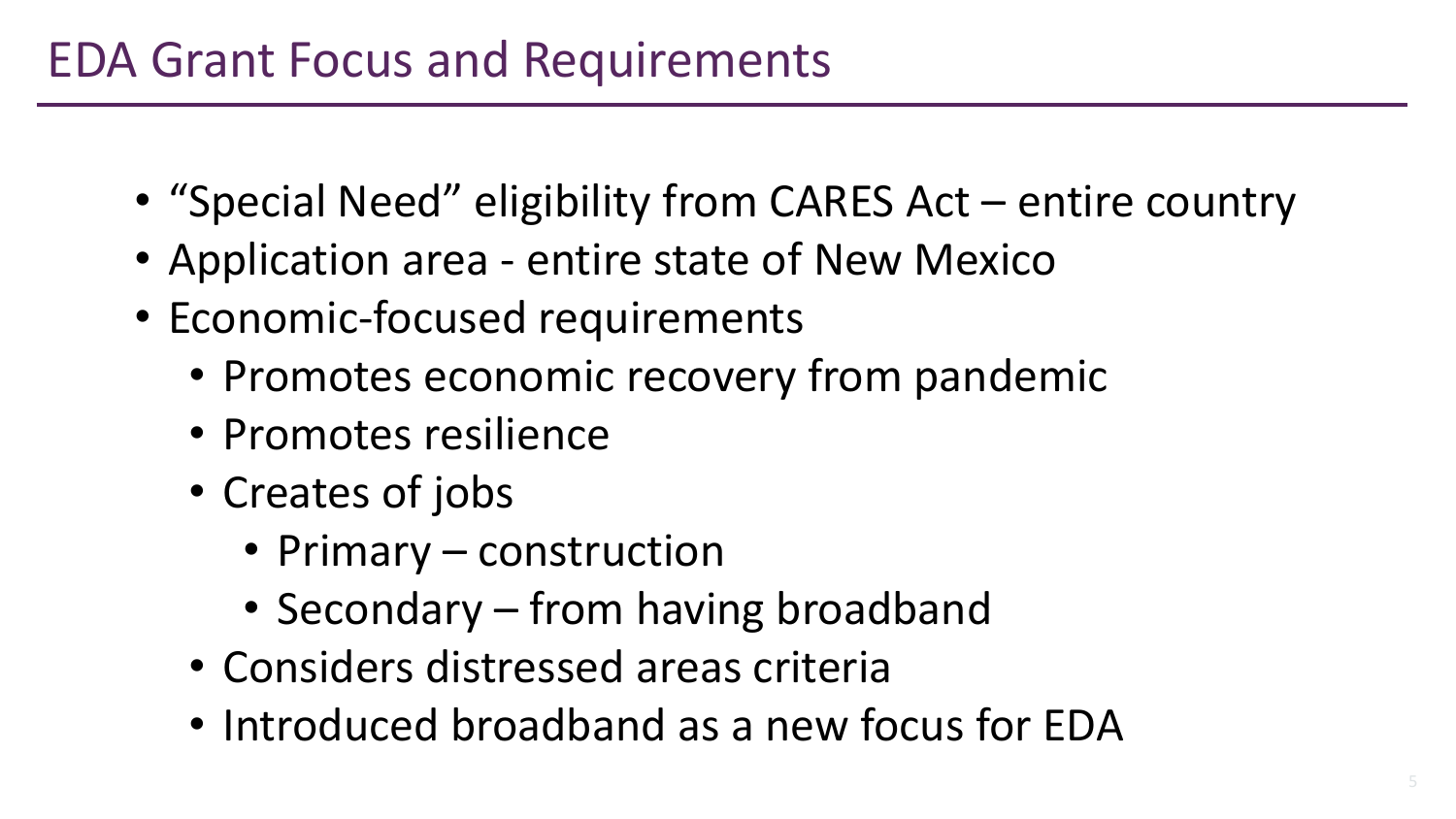# EDA Grant Focus and Requirements

- "Special Need" eligibility from CARES Act – entire country
- Application area - entire state of New Mexico
- Economic-focused requirements
  - Promotes economic recovery from pandemic
  - Promotes resilience
  - Creates of jobs
    - Primary – construction
    - Secondary – from having broadband
  - Considers distressed areas criteria
  - Introduced broadband as a new focus for EDA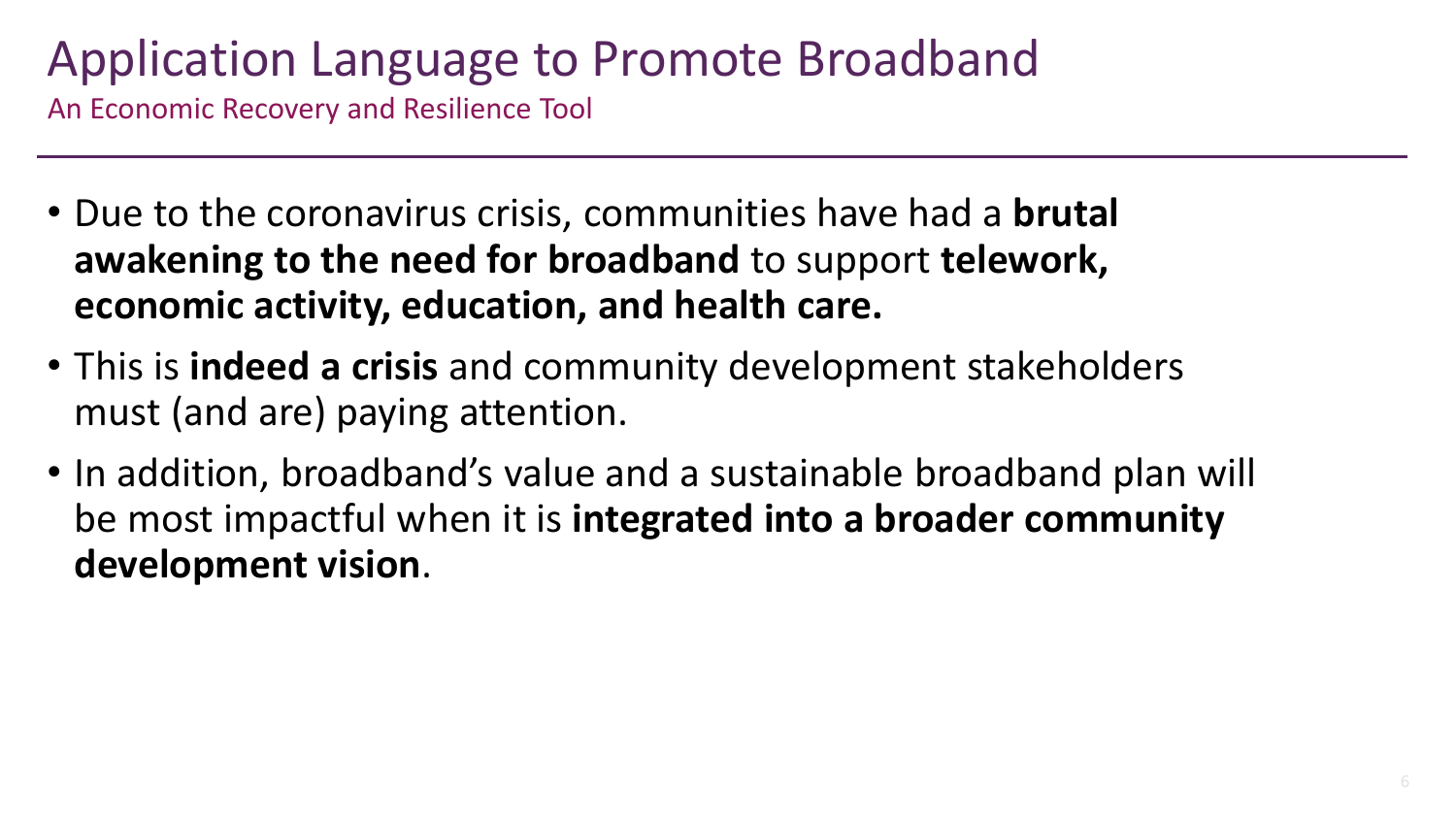# Application Language to Promote Broadband

An Economic Recovery and Resilience Tool

- Due to the coronavirus crisis, communities have had a **brutal awakening to the need for broadband** to support **telework, economic activity, education, and health care.**
- This is **indeed a crisis** and community development stakeholders must (and are) paying attention.
- In addition, broadband's value and a sustainable broadband plan will be most impactful when it is **integrated into a broader community development vision**.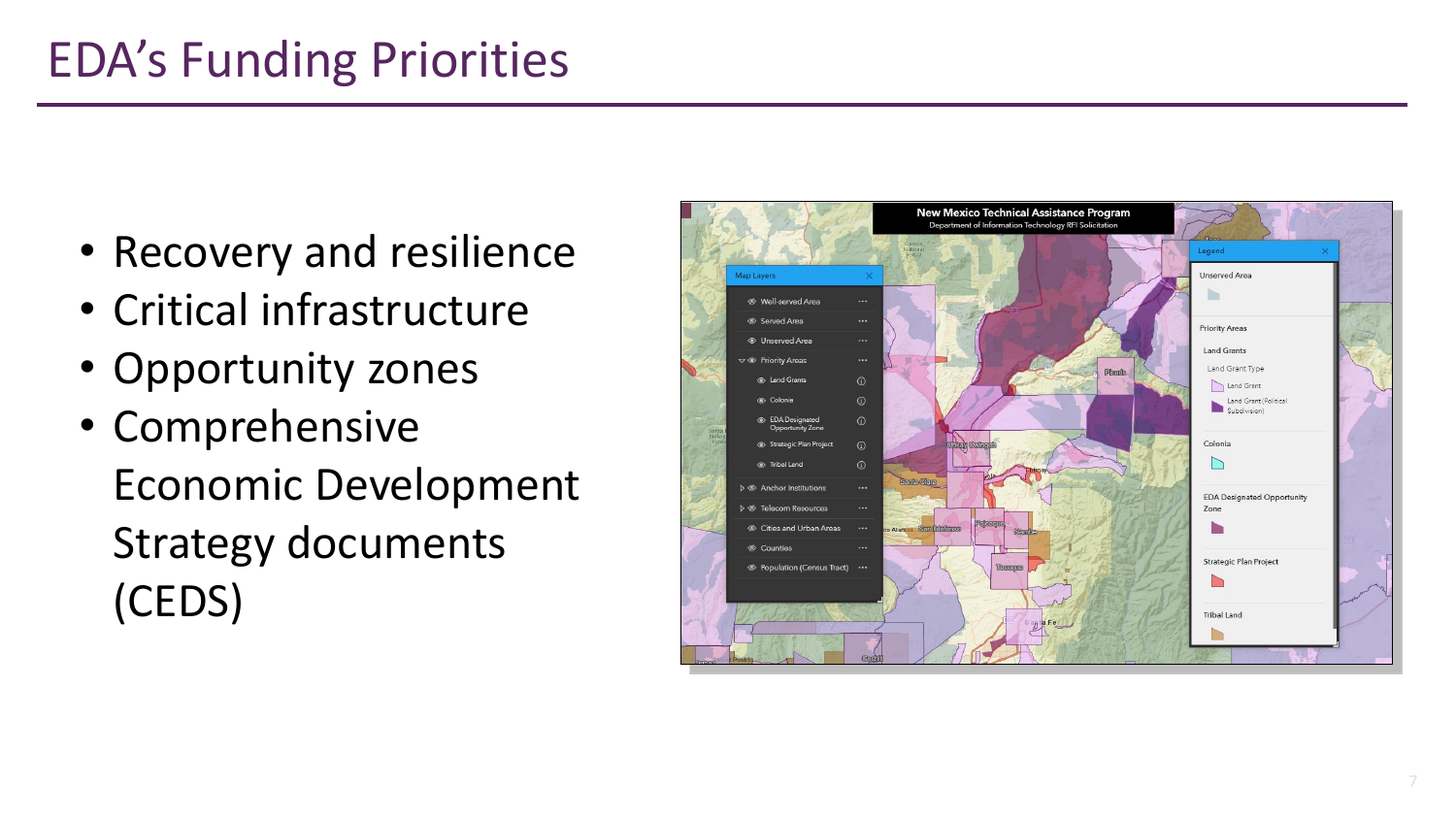# EDA's Funding Priorities

- Recovery and resilience
- Critical infrastructure
- Opportunity zones
- Comprehensive Economic Development Strategy documents (CEDS)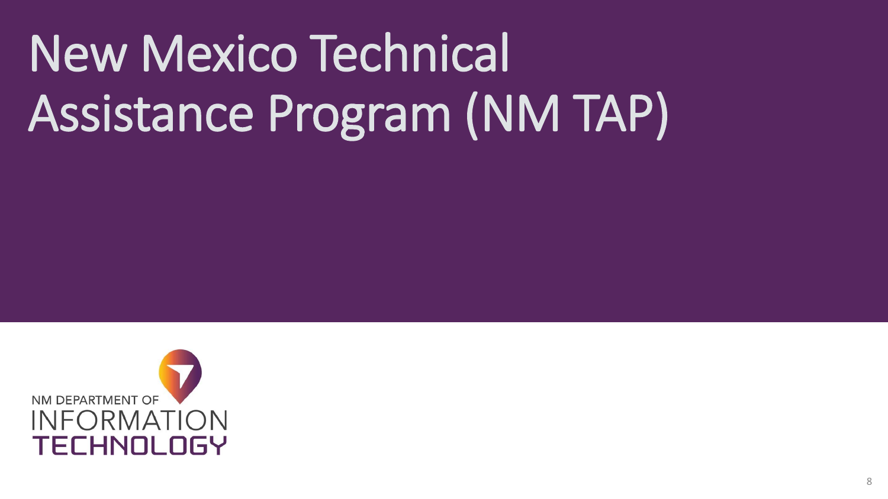# New Mexico Technical Assistance Program (NM TAP)

NM DEPARTMENT OF INFORMATION TECHNOLOGY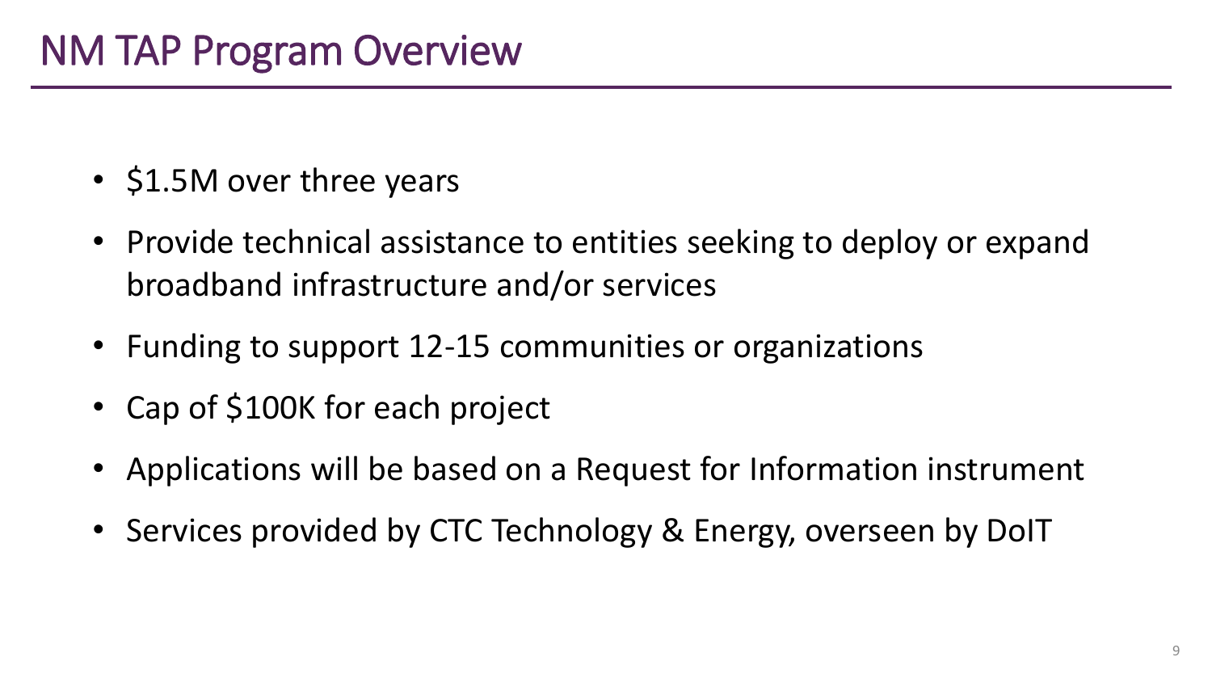# NM TAP Program Overview

- $1.5M over three years
- Provide technical assistance to entities seeking to deploy or expand broadband infrastructure and/or services
- Funding to support 12-15 communities or organizations
- Cap of $100K for each project
- Applications will be based on a Request for Information instrument
- Services provided by CTC Technology & Energy, overseen by DoIT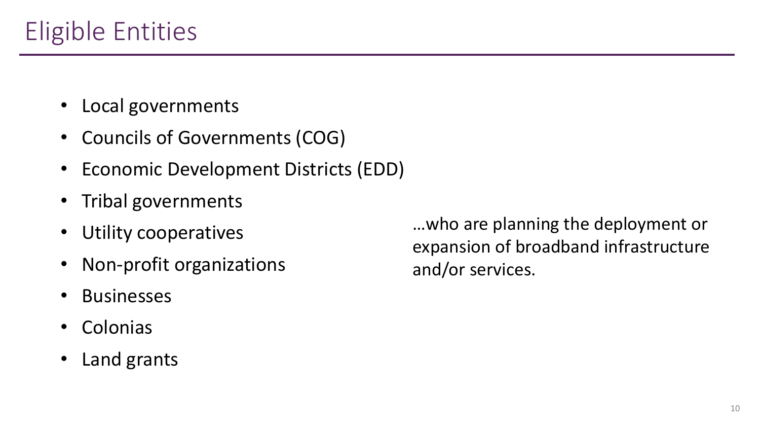# Eligible Entities

- Local governments
- Councils of Governments (COG)
- Economic Development Districts (EDD)
- Tribal governments
- Utility cooperatives
- Non-profit organizations
- Businesses
- Colonias
- Land grants

…who are planning the deployment or expansion of broadband infrastructure and/or services.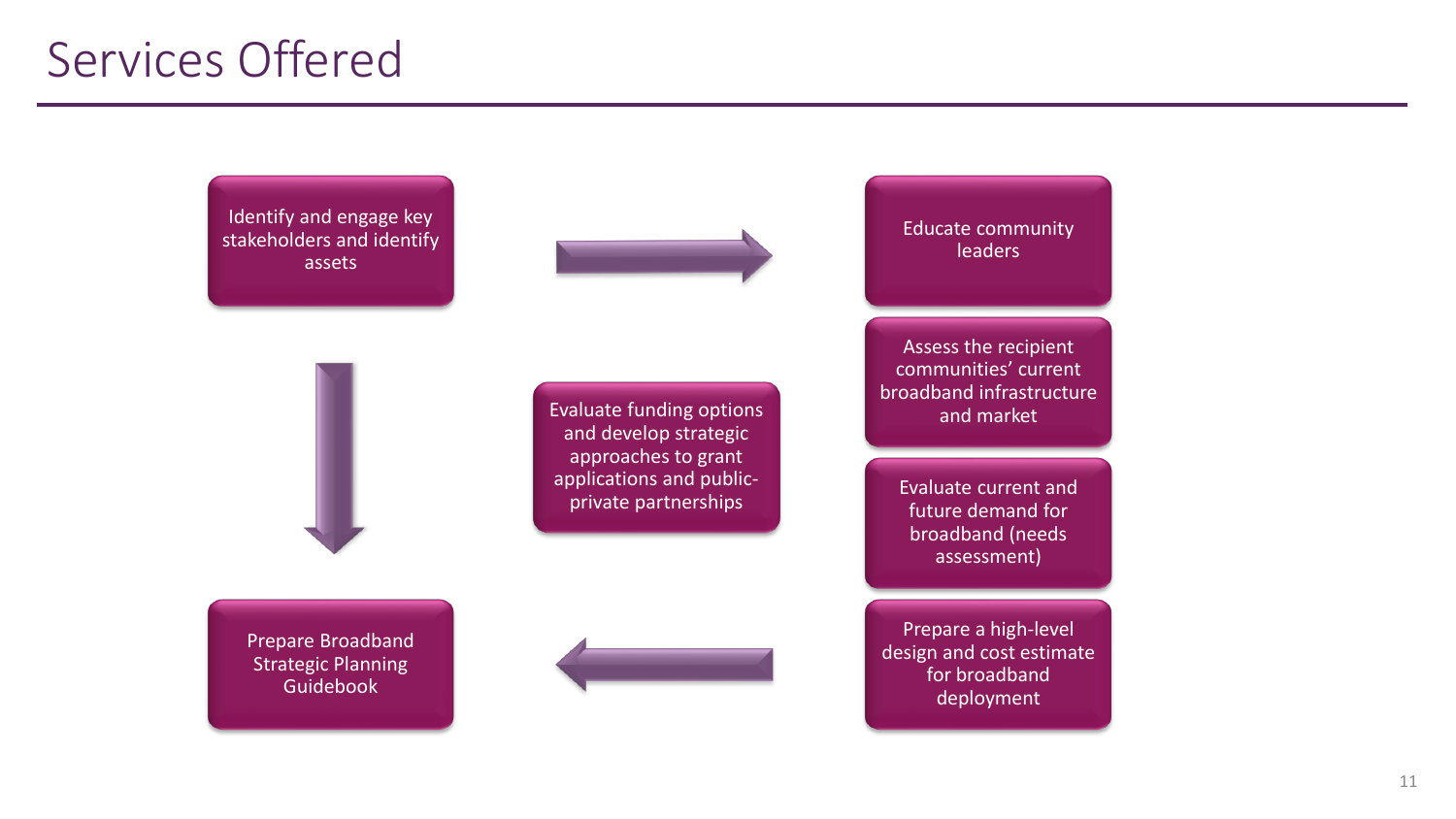# Services Offered

- Identify and engage key stakeholders and identify assets
- Educate community leaders
- Assess the recipient communities' current broadband infrastructure and market
- Evaluate current and future demand for broadband (needs assessment)
- Prepare a high-level design and cost estimate for broadband deployment
- Evaluate funding options and develop strategic approaches to grant applications and public-private partnerships
- Prepare Broadband Strategic Planning Guidebook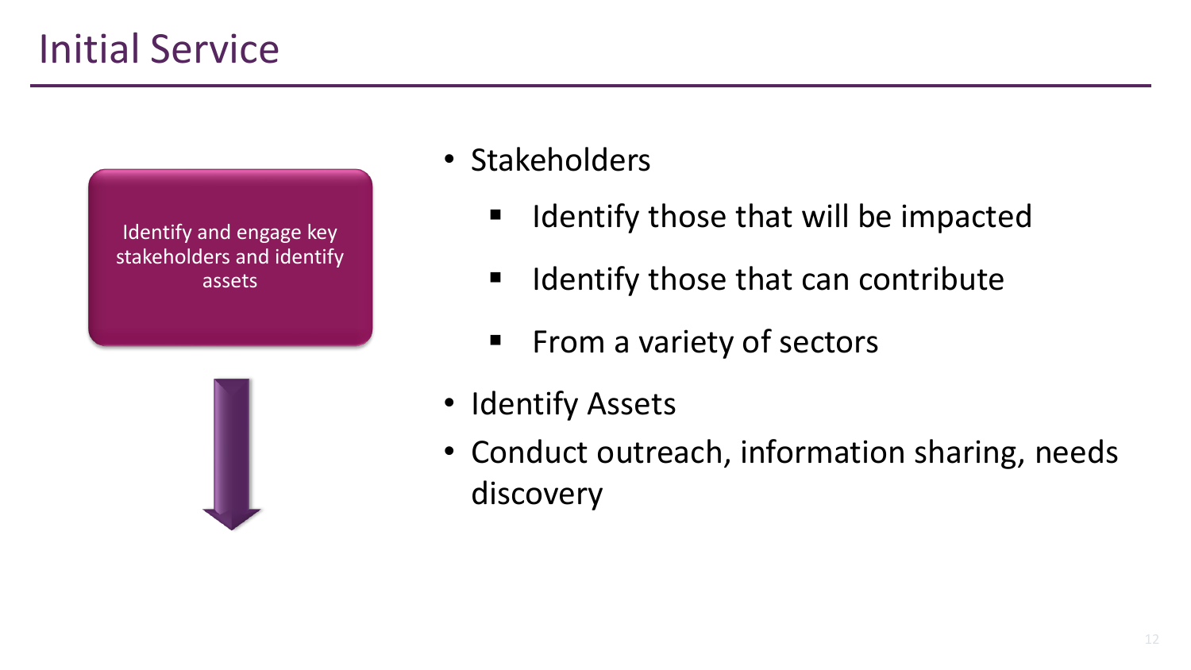# Initial Service

Identify and engage key stakeholders and identify assets

- Stakeholders
  - Identify those that will be impacted
  - Identify those that can contribute
  - From a variety of sectors
- Identify Assets
- Conduct outreach, information sharing, needs discovery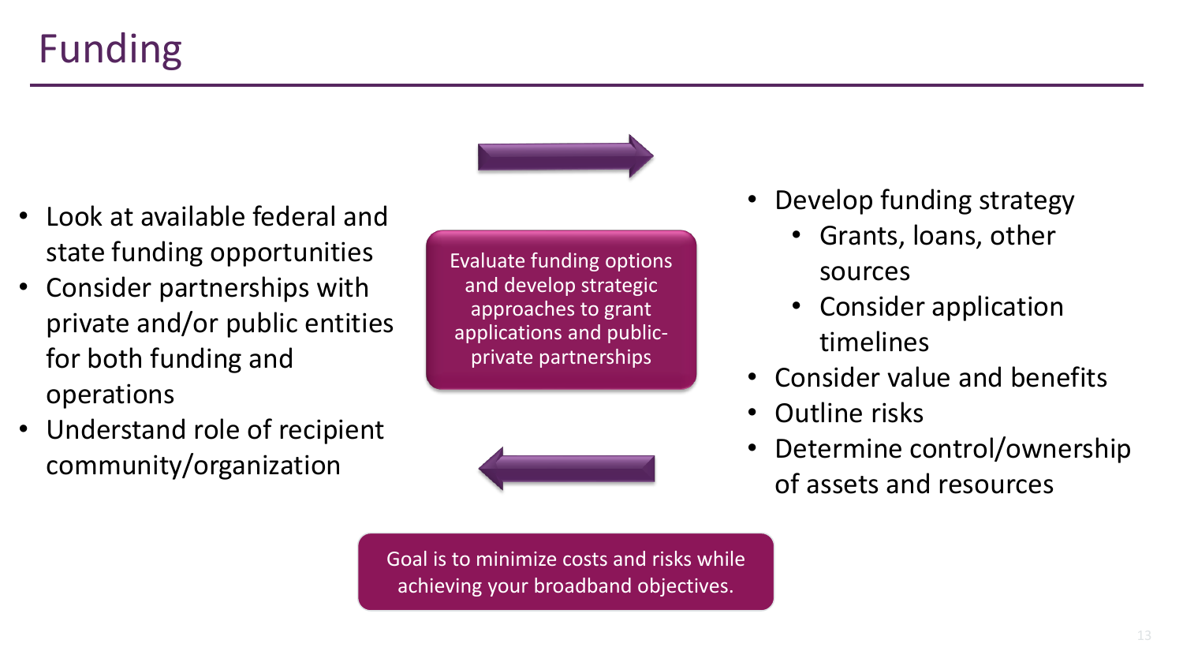# Funding

- Look at available federal and state funding opportunities
- Consider partnerships with private and/or public entities for both funding and operations
- Understand role of recipient community/organization

Evaluate funding options and develop strategic approaches to grant applications and public-private partnerships

- Develop funding strategy
  - Grants, loans, other sources
  - Consider application timelines
- Consider value and benefits
- Outline risks
- Determine control/ownership of assets and resources

Goal is to minimize costs and risks while achieving your broadband objectives.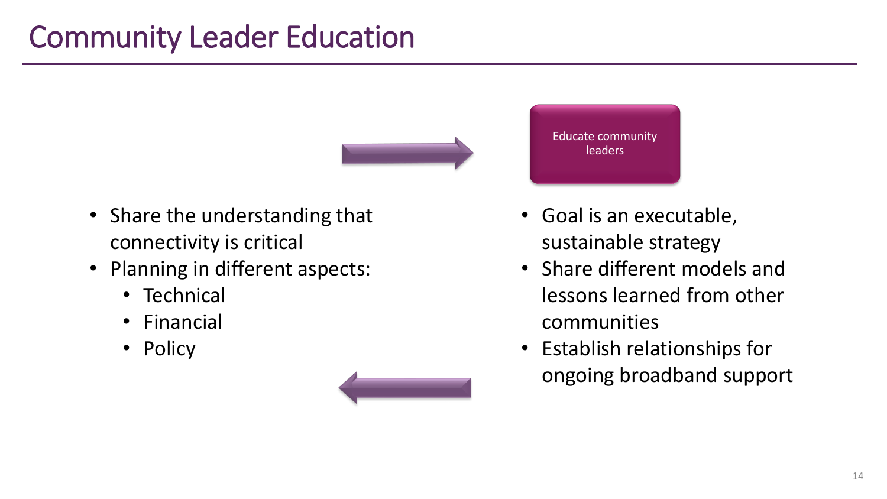# Community Leader Education

Educate community leaders

- Share the understanding that connectivity is critical
- Planning in different aspects:
  - Technical
  - Financial
  - Policy

- Goal is an executable, sustainable strategy
- Share different models and lessons learned from other communities
- Establish relationships for ongoing broadband support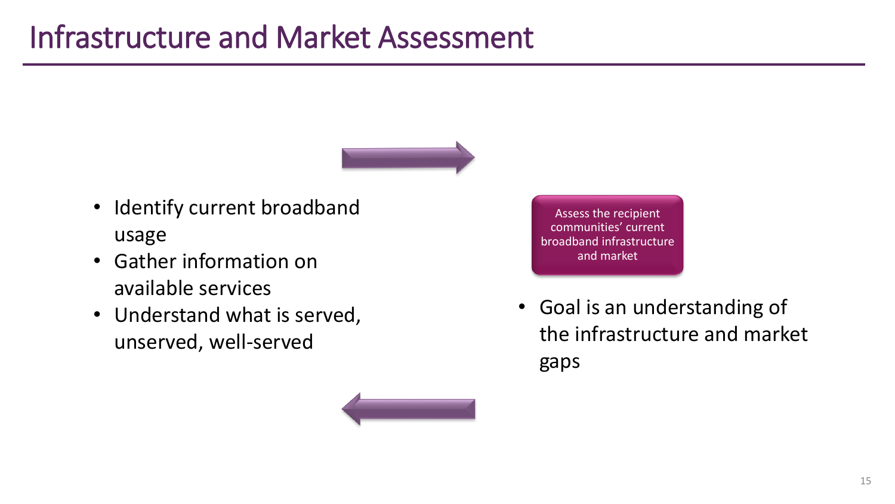# Infrastructure and Market Assessment

- Identify current broadband usage
- Gather information on available services
- Understand what is served, unserved, well-served

Assess the recipient communities' current broadband infrastructure and market

- Goal is an understanding of the infrastructure and market gaps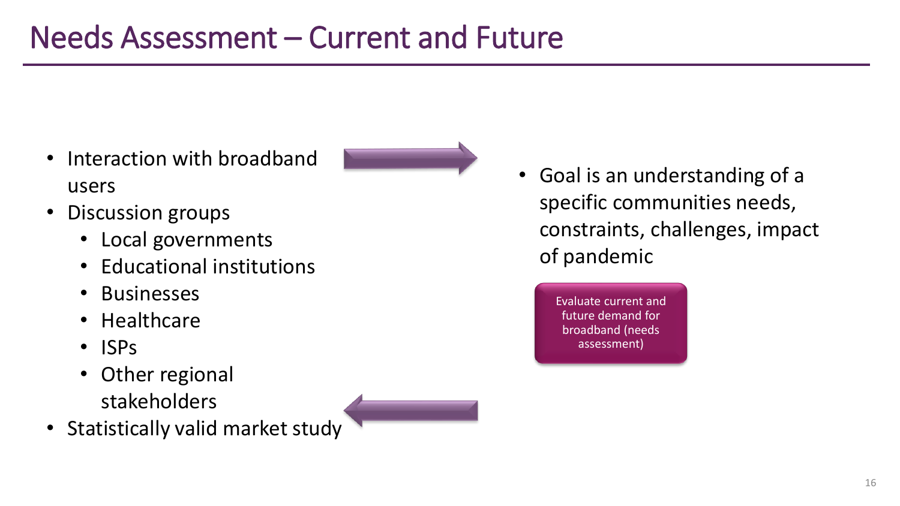# Needs Assessment – Current and Future

- Interaction with broadband users
- Discussion groups
  - Local governments
  - Educational institutions
  - Businesses
  - Healthcare
  - ISPs
  - Other regional stakeholders
- Statistically valid market study

- Goal is an understanding of a specific communities needs, constraints, challenges, impact of pandemic

Evaluate current and future demand for broadband (needs assessment)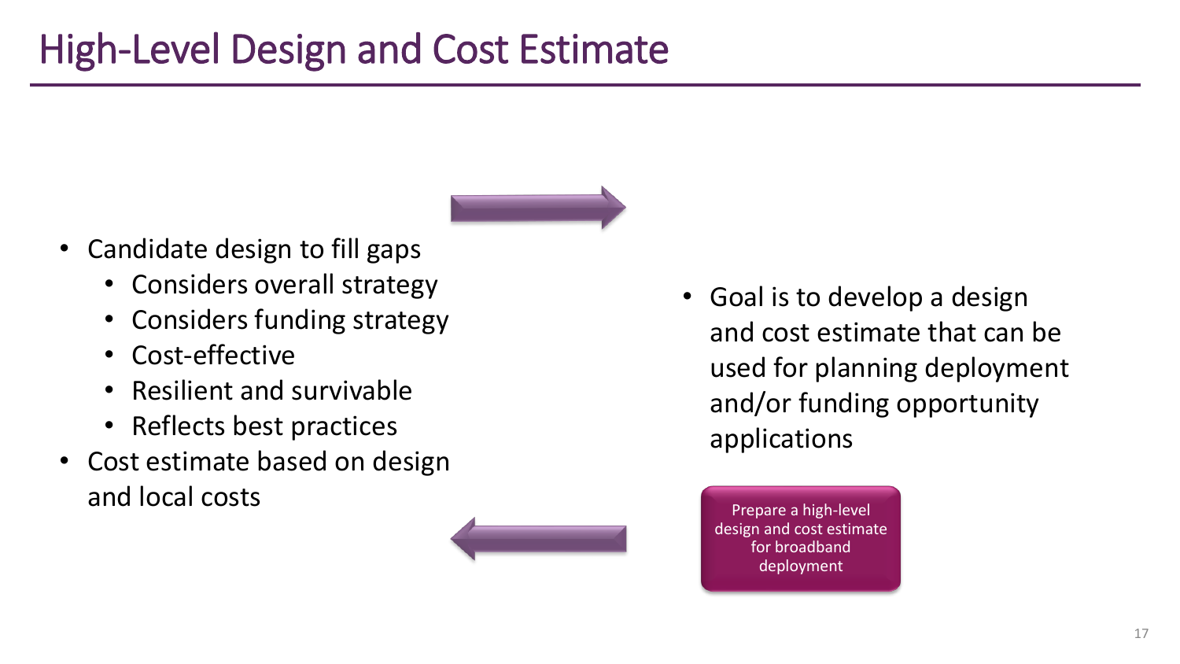# High-Level Design and Cost Estimate

- Candidate design to fill gaps
  - Considers overall strategy
  - Considers funding strategy
  - Cost-effective
  - Resilient and survivable
  - Reflects best practices
- Cost estimate based on design and local costs

- Goal is to develop a design and cost estimate that can be used for planning deployment and/or funding opportunity applications

Prepare a high-level design and cost estimate for broadband deployment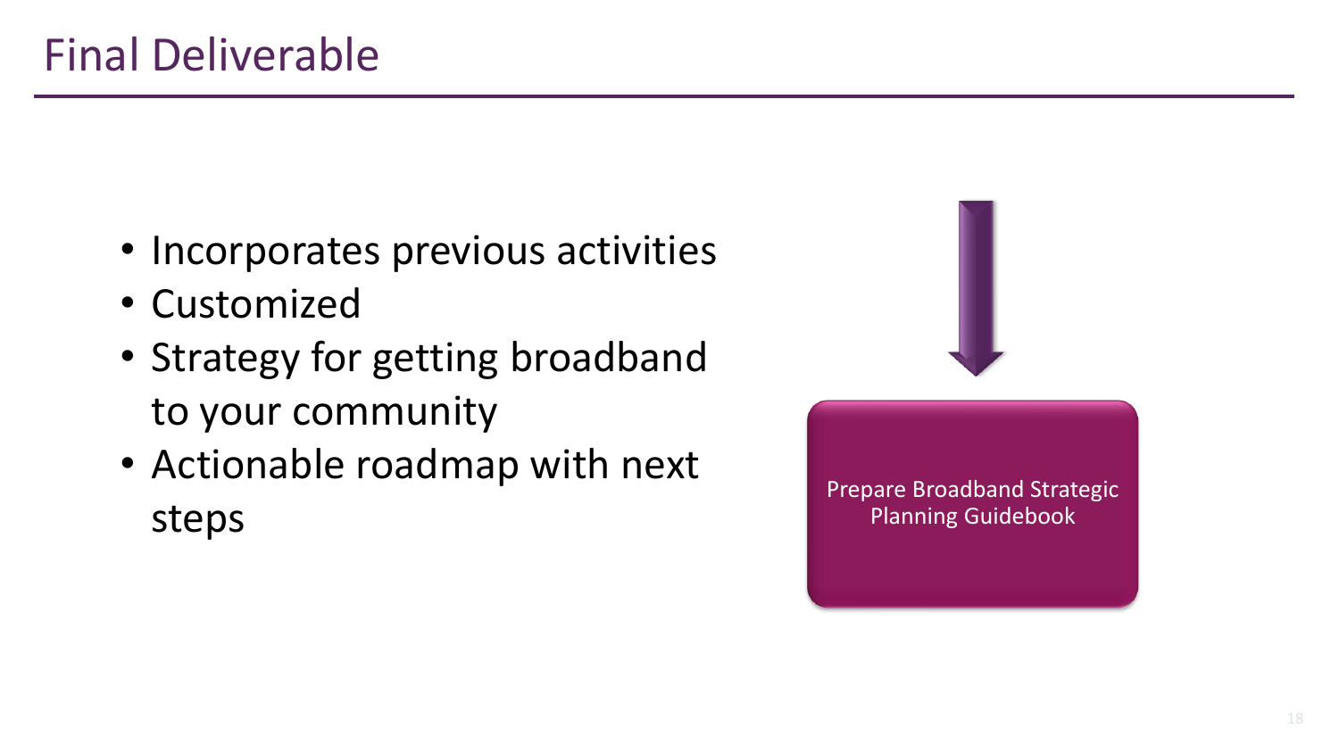# Final Deliverable

- Incorporates previous activities
- Customized
- Strategy for getting broadband to your community
- Actionable roadmap with next steps

Prepare Broadband Strategic Planning Guidebook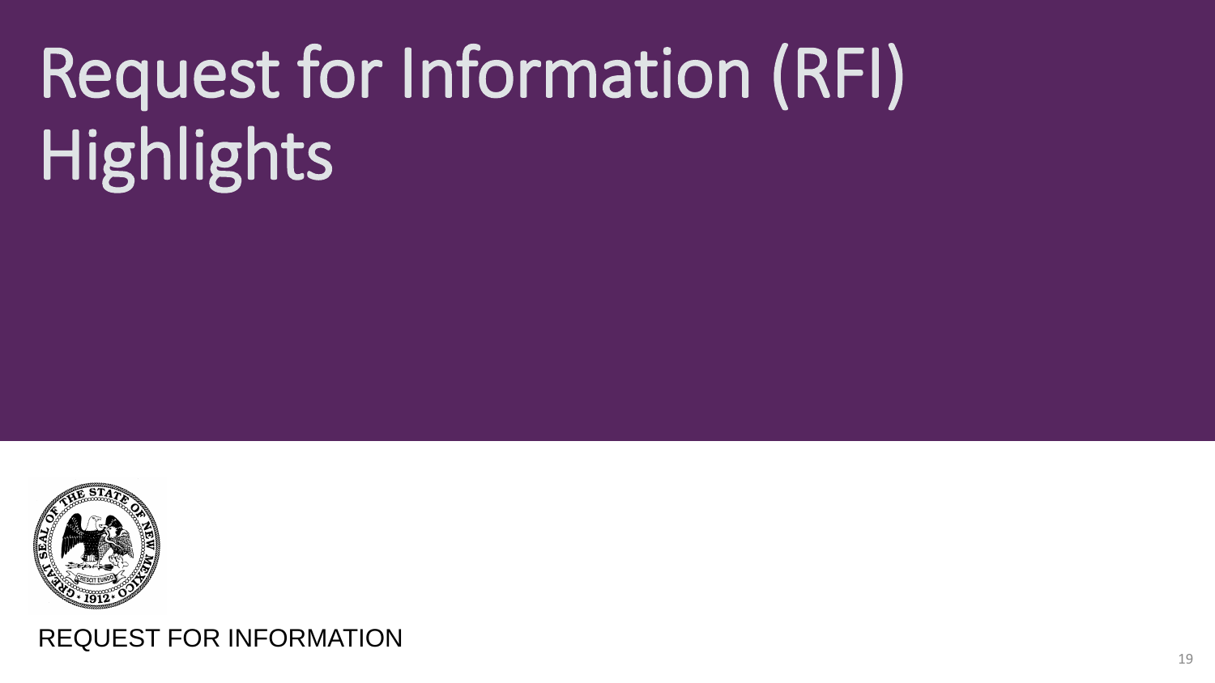# Request for Information (RFI) Highlights

REQUEST FOR INFORMATION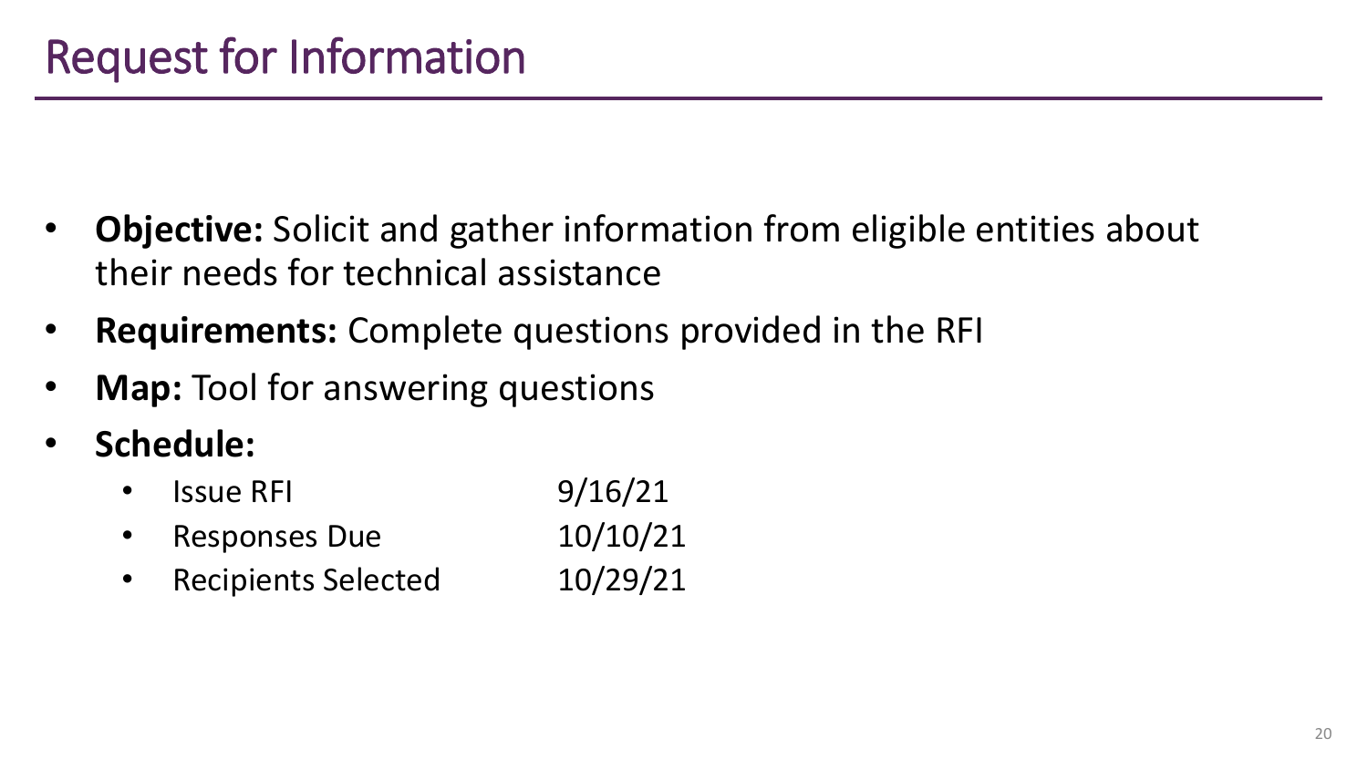# Request for Information

- **Objective:** Solicit and gather information from eligible entities about their needs for technical assistance
- **Requirements:** Complete questions provided in the RFI
- **Map:** Tool for answering questions
- **Schedule:**
  - Issue RFI 9/16/21
  - Responses Due 10/10/21
  - Recipients Selected 10/29/21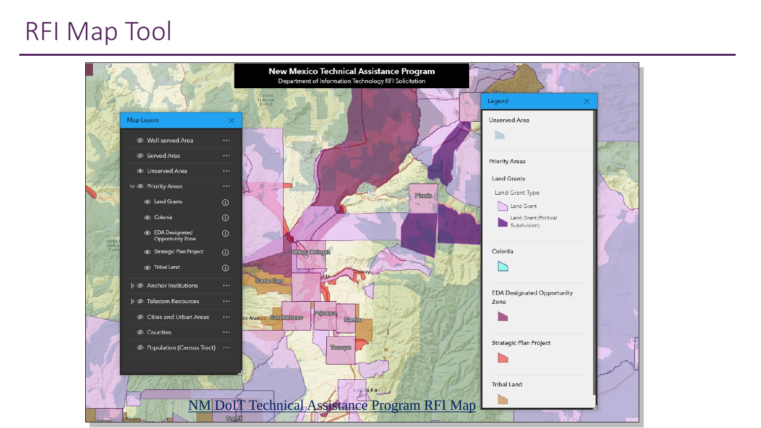# RFI Map Tool

New Mexico Technical Assistance Program

Department of Information Technology RFI Solicitation

**Map Layers**

- Well-served Area
- Served Area
- Unserved Area
- Priority Areas
  - Land Grants
  - Colonia
  - EDA Designated Opportunity Zone
  - Strategic Plan Project
  - Tribal Land
- Anchor Institutions
- Telecom Resources
- Cities and Urban Areas
- Counties
- Population (Census Tract)

**Legend**

Unserved Area

Priority Areas

Land Grants

Land Grant Type

- Land Grant
- Land Grant (Political Subdivision)

Colonia

EDA Designated Opportunity Zone

Strategic Plan Project

Tribal Land

NM DoIT Technical Assistance Program RFI Map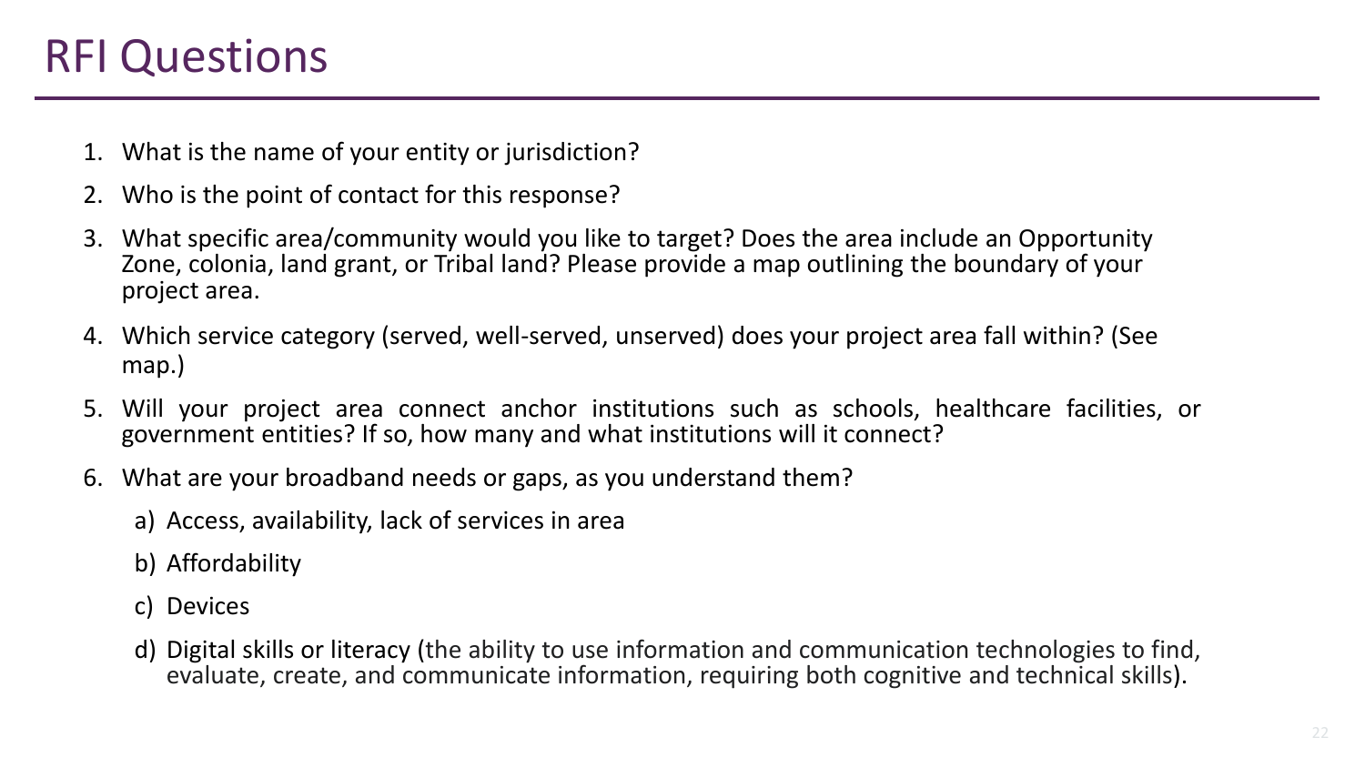# RFI Questions

1. What is the name of your entity or jurisdiction?
2. Who is the point of contact for this response?
3. What specific area/community would you like to target? Does the area include an Opportunity Zone, colonia, land grant, or Tribal land? Please provide a map outlining the boundary of your project area.
4. Which service category (served, well-served, unserved) does your project area fall within? (See map.)
5. Will your project area connect anchor institutions such as schools, healthcare facilities, or government entities? If so, how many and what institutions will it connect?
6. What are your broadband needs or gaps, as you understand them?
   a) Access, availability, lack of services in area
   b) Affordability
   c) Devices
   d) Digital skills or literacy (the ability to use information and communication technologies to find, evaluate, create, and communicate information, requiring both cognitive and technical skills).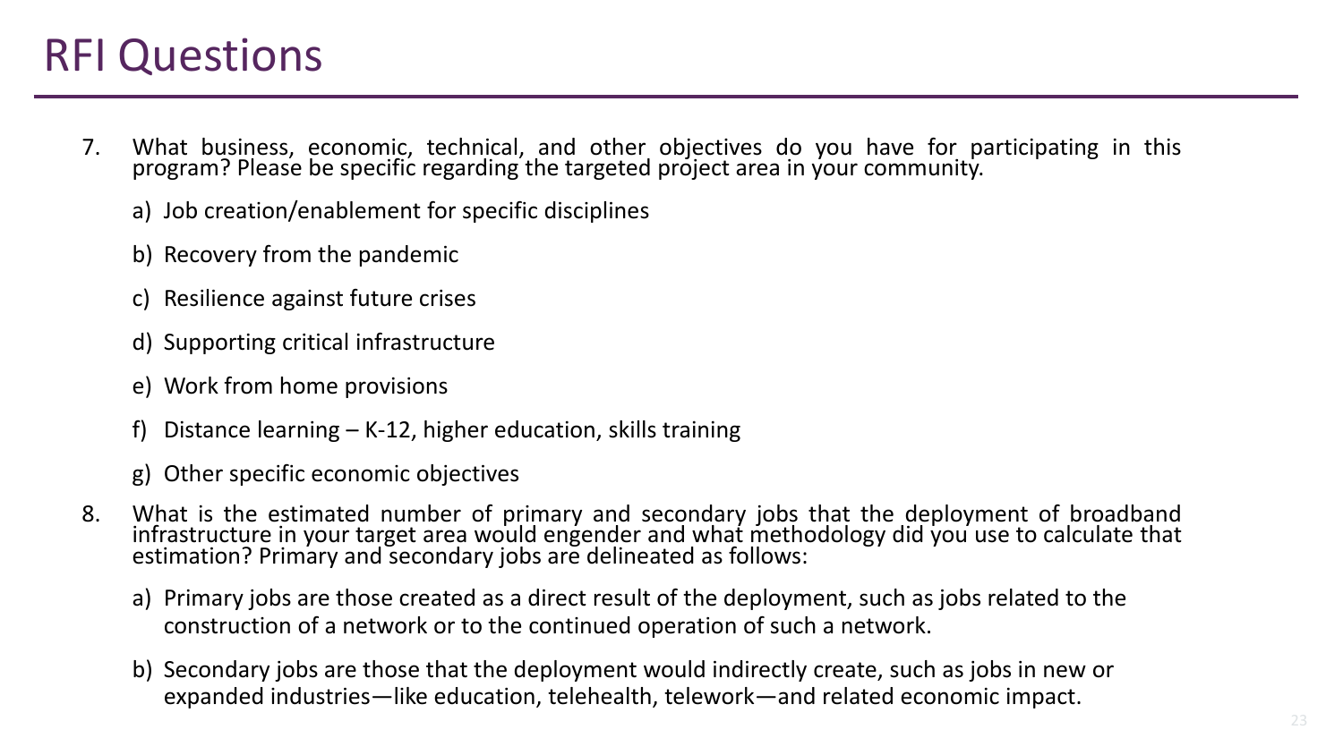# RFI Questions

7. What business, economic, technical, and other objectives do you have for participating in this program? Please be specific regarding the targeted project area in your community.

   a) Job creation/enablement for specific disciplines

   b) Recovery from the pandemic

   c) Resilience against future crises

   d) Supporting critical infrastructure

   e) Work from home provisions

   f) Distance learning – K-12, higher education, skills training

   g) Other specific economic objectives

8. What is the estimated number of primary and secondary jobs that the deployment of broadband infrastructure in your target area would engender and what methodology did you use to calculate that estimation? Primary and secondary jobs are delineated as follows:

   a) Primary jobs are those created as a direct result of the deployment, such as jobs related to the construction of a network or to the continued operation of such a network.

   b) Secondary jobs are those that the deployment would indirectly create, such as jobs in new or expanded industries—like education, telehealth, telework—and related economic impact.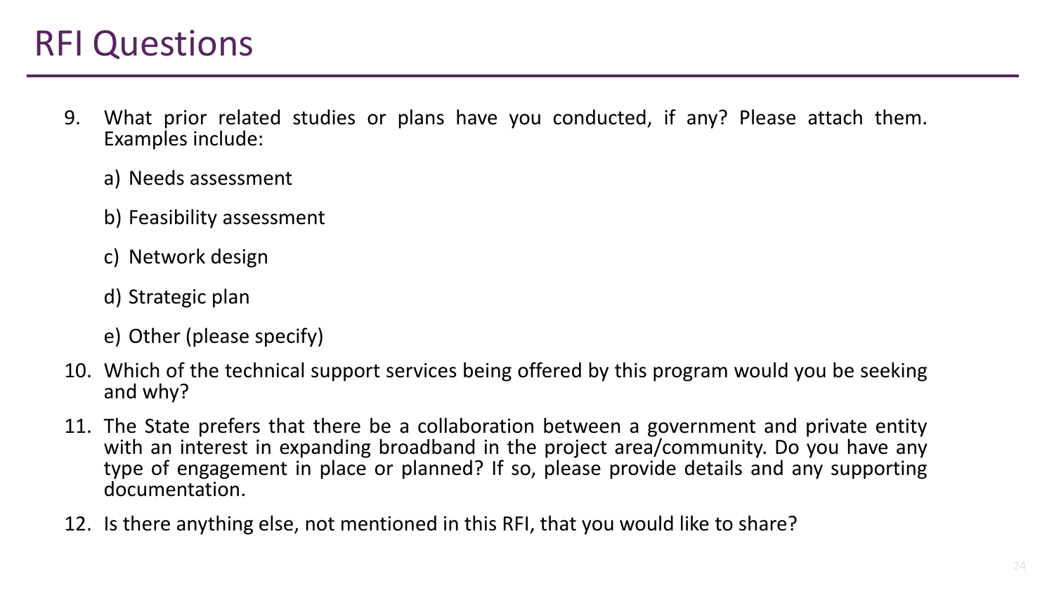# RFI Questions

9. What prior related studies or plans have you conducted, if any? Please attach them. Examples include:

   a) Needs assessment

   b) Feasibility assessment

   c) Network design

   d) Strategic plan

   e) Other (please specify)

10. Which of the technical support services being offered by this program would you be seeking and why?

11. The State prefers that there be a collaboration between a government and private entity with an interest in expanding broadband in the project area/community. Do you have any type of engagement in place or planned? If so, please provide details and any supporting documentation.

12. Is there anything else, not mentioned in this RFI, that you would like to share?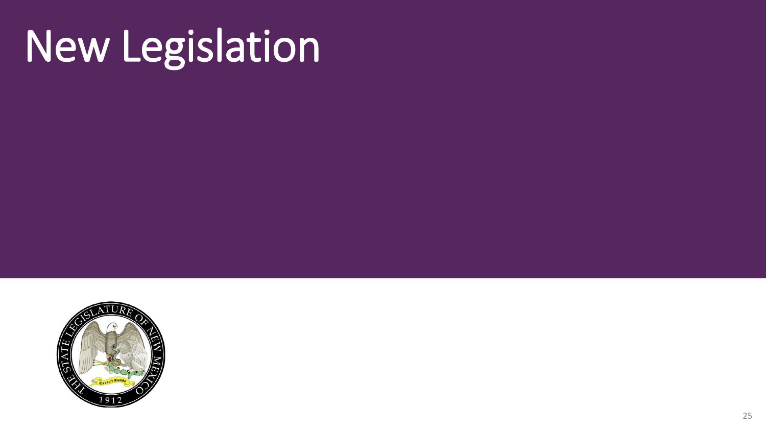# New Legislation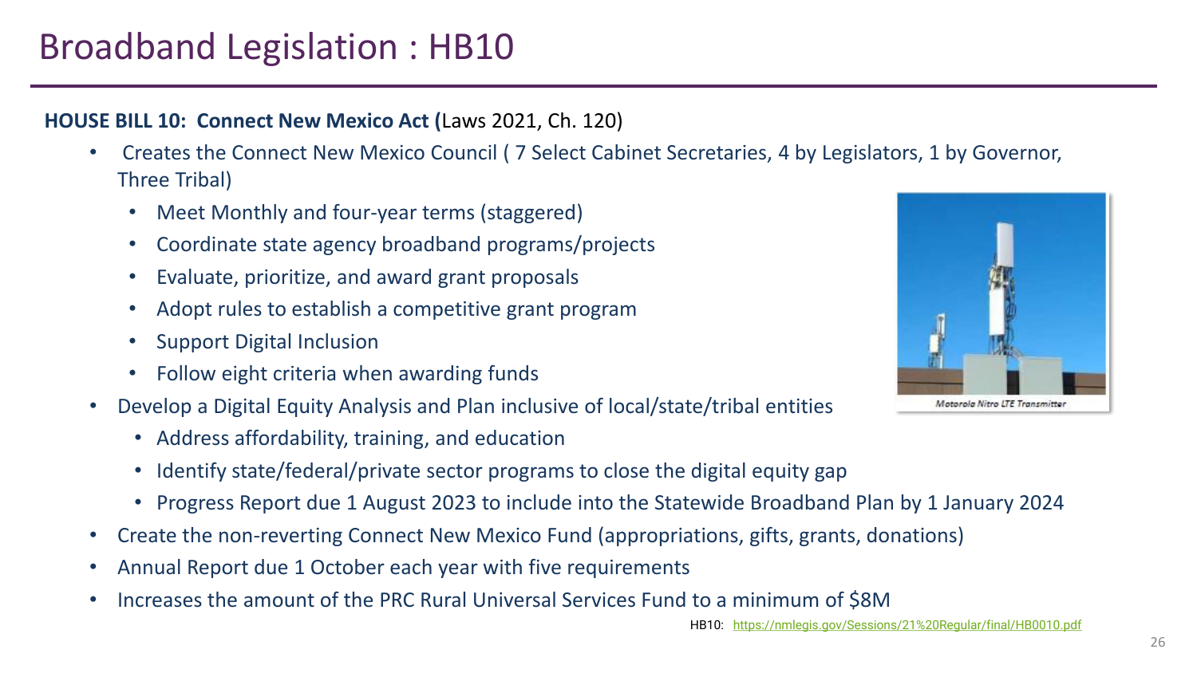# Broadband Legislation : HB10

**HOUSE BILL 10: Connect New Mexico Act (**Laws 2021, Ch. 120)

- Creates the Connect New Mexico Council ( 7 Select Cabinet Secretaries, 4 by Legislators, 1 by Governor, Three Tribal)
  - Meet Monthly and four-year terms (staggered)
  - Coordinate state agency broadband programs/projects
  - Evaluate, prioritize, and award grant proposals
  - Adopt rules to establish a competitive grant program
  - Support Digital Inclusion
  - Follow eight criteria when awarding funds
- Develop a Digital Equity Analysis and Plan inclusive of local/state/tribal entities
  - Address affordability, training, and education
  - Identify state/federal/private sector programs to close the digital equity gap
  - Progress Report due 1 August 2023 to include into the Statewide Broadband Plan by 1 January 2024
- Create the non-reverting Connect New Mexico Fund (appropriations, gifts, grants, donations)
- Annual Report due 1 October each year with five requirements
- Increases the amount of the PRC Rural Universal Services Fund to a minimum of $8M

Motorola Nitro LTE Transmitter

HB10: https://nmlegis.gov/Sessions/21%20Regular/final/HB0010.pdf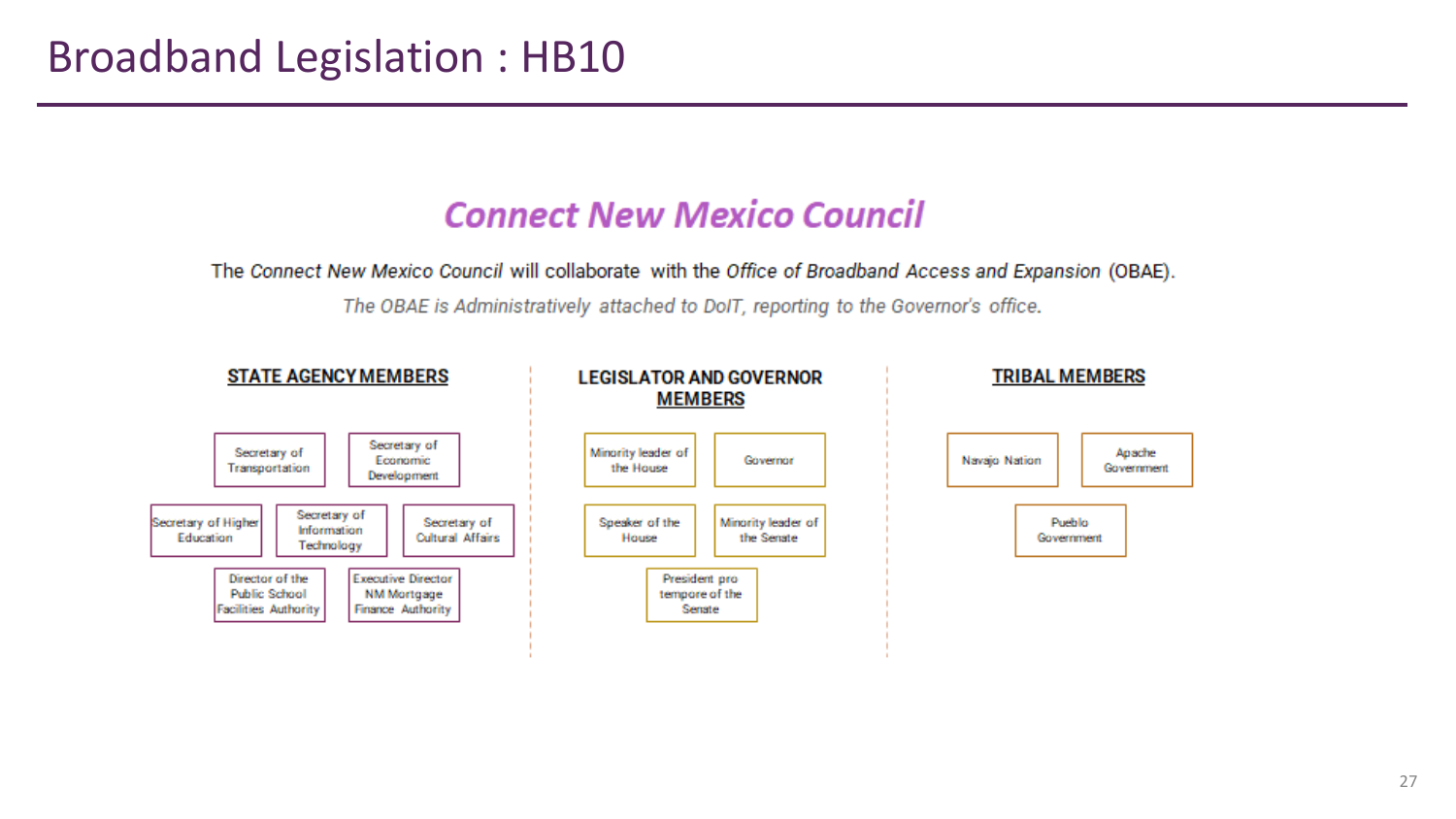# Broadband Legislation : HB10

## *Connect New Mexico Council*

The *Connect New Mexico Council* will collaborate with the *Office of Broadband Access and Expansion* (OBAE).

*The OBAE is Administratively attached to DoIT, reporting to the Governor's office.*

### STATE AGENCY MEMBERS

- Secretary of Transportation
- Secretary of Economic Development
- Secretary of Higher Education
- Secretary of Information Technology
- Secretary of Cultural Affairs
- Director of the Public School Facilities Authority
- Executive Director NM Mortgage Finance Authority

### LEGISLATOR AND GOVERNOR MEMBERS

- Minority leader of the House
- Governor
- Speaker of the House
- Minority leader of the Senate
- President pro tempore of the Senate

### TRIBAL MEMBERS

- Navajo Nation
- Apache Government
- Pueblo Government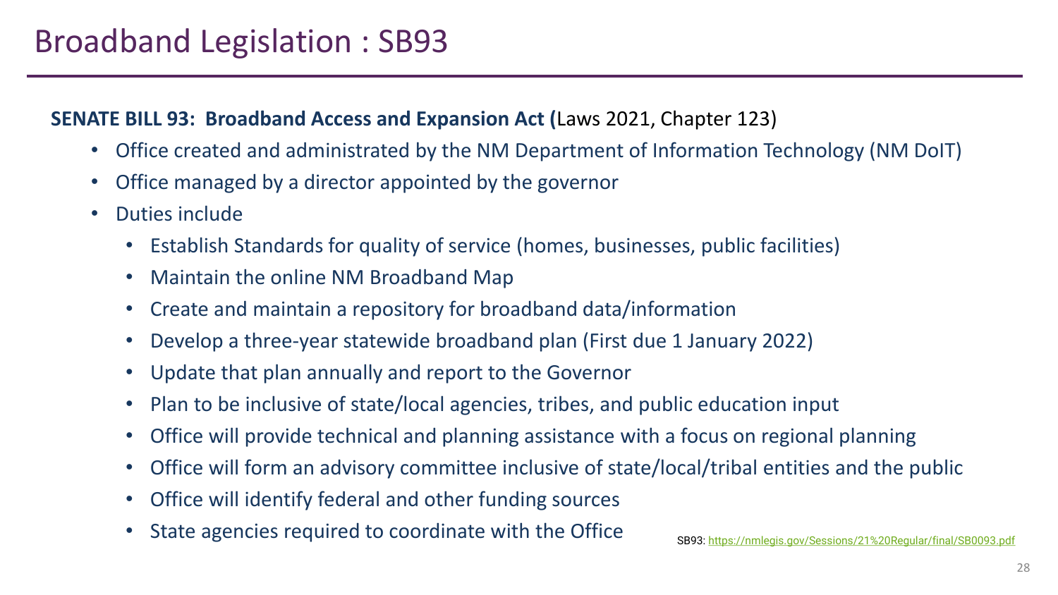# Broadband Legislation : SB93

**SENATE BILL 93: Broadband Access and Expansion Act (**Laws 2021, Chapter 123)

- Office created and administrated by the NM Department of Information Technology (NM DoIT)
- Office managed by a director appointed by the governor
- Duties include
  - Establish Standards for quality of service (homes, businesses, public facilities)
  - Maintain the online NM Broadband Map
  - Create and maintain a repository for broadband data/information
  - Develop a three-year statewide broadband plan (First due 1 January 2022)
  - Update that plan annually and report to the Governor
  - Plan to be inclusive of state/local agencies, tribes, and public education input
  - Office will provide technical and planning assistance with a focus on regional planning
  - Office will form an advisory committee inclusive of state/local/tribal entities and the public
  - Office will identify federal and other funding sources
  - State agencies required to coordinate with the Office

SB93: https://nmlegis.gov/Sessions/21%20Regular/final/SB0093.pdf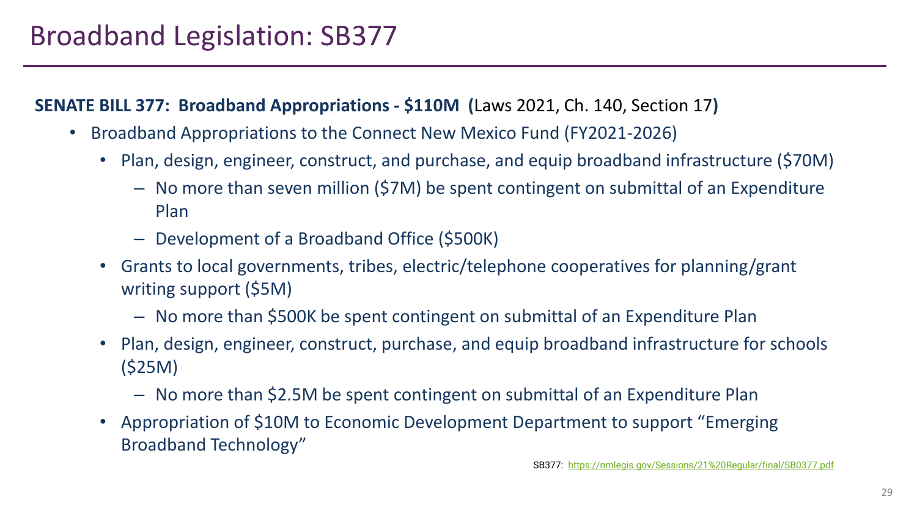# Broadband Legislation: SB377

**SENATE BILL 377: Broadband Appropriations - $110M (**Laws 2021, Ch. 140, Section 17**)**

- Broadband Appropriations to the Connect New Mexico Fund (FY2021-2026)
  - Plan, design, engineer, construct, and purchase, and equip broadband infrastructure ($70M)
    - No more than seven million ($7M) be spent contingent on submittal of an Expenditure Plan
    - Development of a Broadband Office ($500K)
  - Grants to local governments, tribes, electric/telephone cooperatives for planning/grant writing support ($5M)
    - No more than $500K be spent contingent on submittal of an Expenditure Plan
  - Plan, design, engineer, construct, purchase, and equip broadband infrastructure for schools ($25M)
    - No more than $2.5M be spent contingent on submittal of an Expenditure Plan
  - Appropriation of $10M to Economic Development Department to support "Emerging Broadband Technology"

SB377: https://nmlegis.gov/Sessions/21%20Regular/final/SB0377.pdf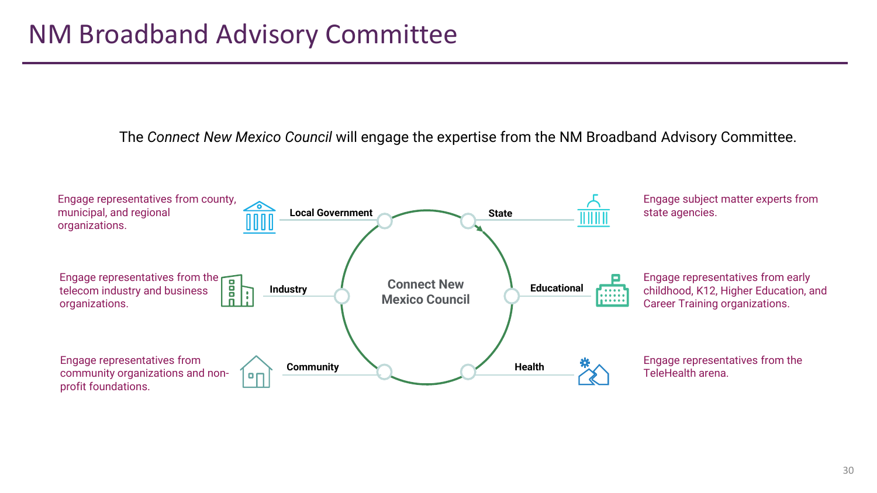# NM Broadband Advisory Committee

The *Connect New Mexico Council* will engage the expertise from the NM Broadband Advisory Committee.

**Connect New Mexico Council**

- **Local Government**: Engage representatives from county, municipal, and regional organizations.
- **State**: Engage subject matter experts from state agencies.
- **Industry**: Engage representatives from the telecom industry and business organizations.
- **Educational**: Engage representatives from early childhood, K12, Higher Education, and Career Training organizations.
- **Community**: Engage representatives from community organizations and non-profit foundations.
- **Health**: Engage representatives from the TeleHealth arena.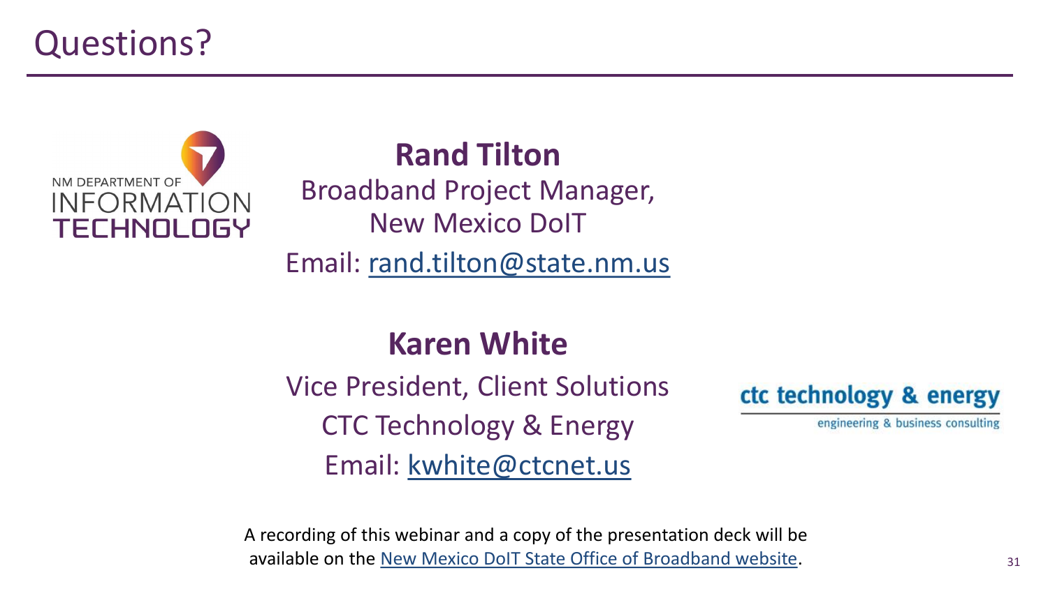# Questions?

NM DEPARTMENT OF INFORMATION TECHNOLOGY

**Rand Tilton**

Broadband Project Manager,
New Mexico DoIT

Email: rand.tilton@state.nm.us

**Karen White**

Vice President, Client Solutions
CTC Technology & Energy

Email: kwhite@ctcnet.us

ctc technology & energy
engineering & business consulting

A recording of this webinar and a copy of the presentation deck will be available on the New Mexico DoIT State Office of Broadband website.